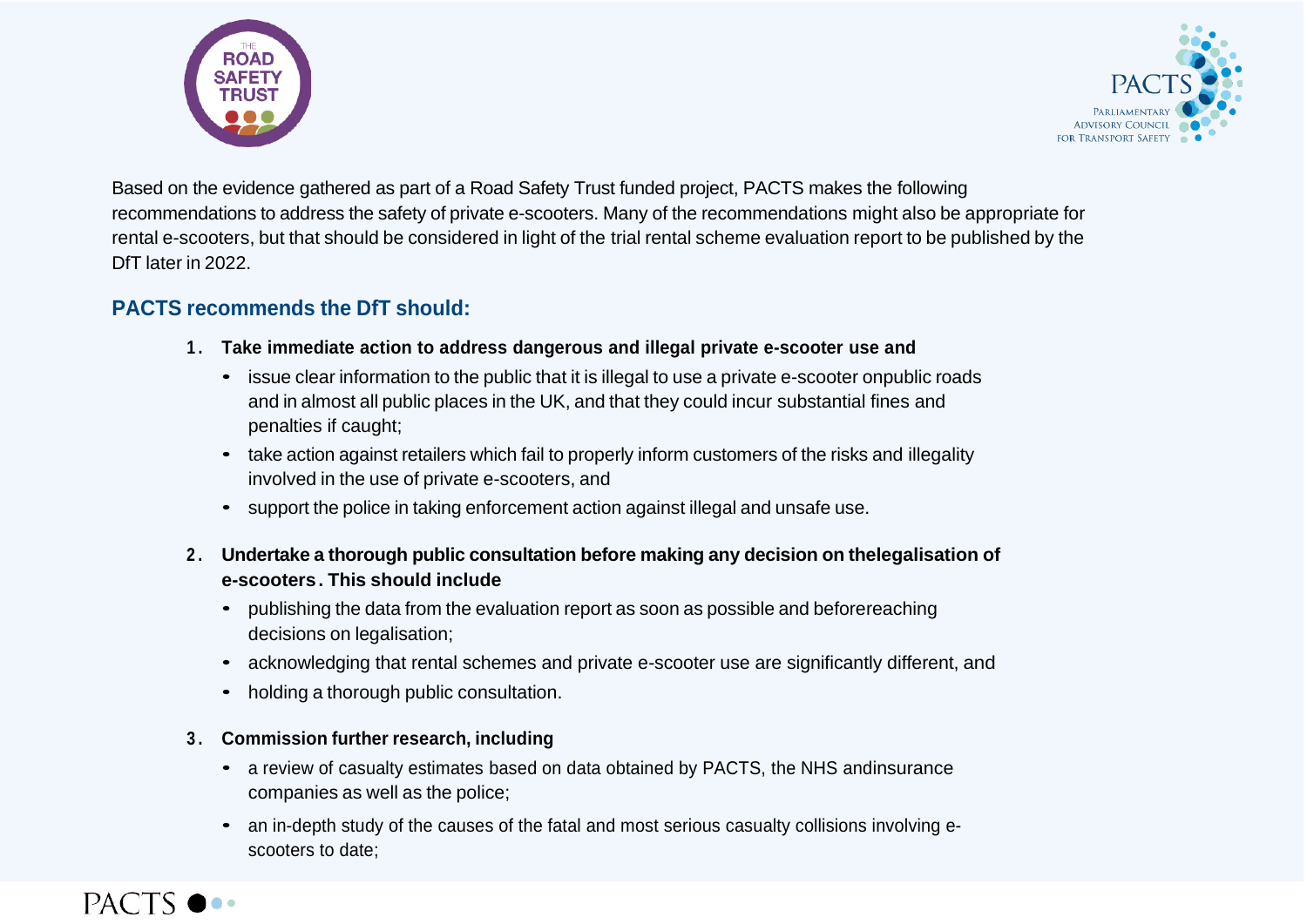Based on the evidence gathered as part of a Road Safety Trust funded project, PACTS makes the following recommendations to address the safety of private e-scooters. Many of the recommendations might also be appropriate for rental e-scooters, but that should be considered in light of the trial rental scheme evaluation report to be published by the DfT later in 2022.

## PACTS recommends the DfT should:

1. **Take immediate action to address dangerous and illegal private e-scooter use and**
   - issue clear information to the public that it is illegal to use a private e-scooter onpublic roads and in almost all public places in the UK, and that they could incur substantial fines and penalties if caught;
   - take action against retailers which fail to properly inform customers of the risks and illegality involved in the use of private e-scooters, and
   - support the police in taking enforcement action against illegal and unsafe use.

2. **Undertake a thorough public consultation before making any decision on thelegalisation of e-scooters. This should include**
   - publishing the data from the evaluation report as soon as possible and beforereaching decisions on legalisation;
   - acknowledging that rental schemes and private e-scooter use are significantly different, and
   - holding a thorough public consultation.

3. **Commission further research, including**
   - a review of casualty estimates based on data obtained by PACTS, the NHS andinsurance companies as well as the police;
   - an in-depth study of the causes of the fatal and most serious casualty collisions involving e-scooters to date;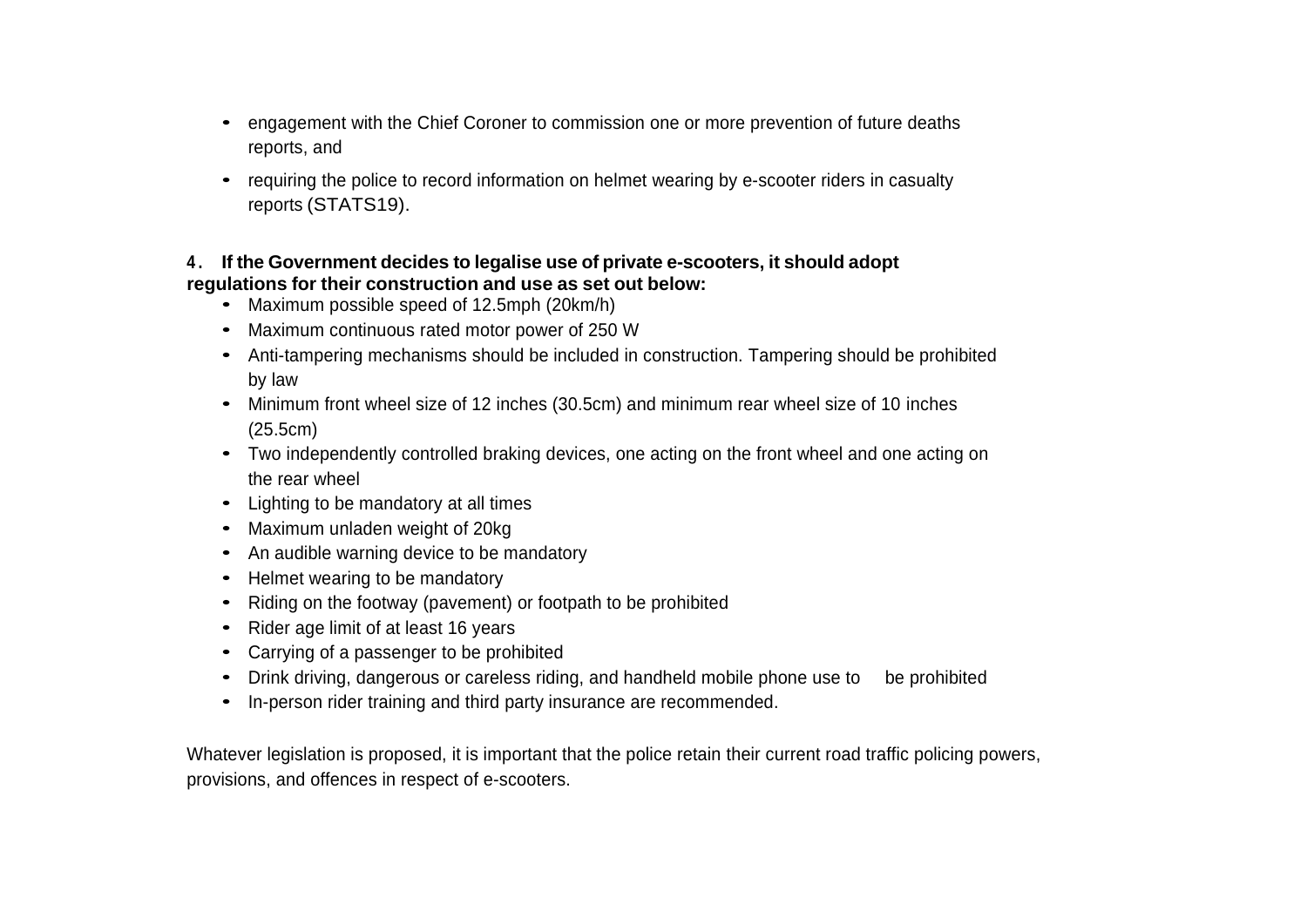- engagement with the Chief Coroner to commission one or more prevention of future deaths reports, and
- requiring the police to record information on helmet wearing by e-scooter riders in casualty reports (STATS19).

**4. If the Government decides to legalise use of private e-scooters, it should adopt regulations for their construction and use as set out below:**

- Maximum possible speed of 12.5mph (20km/h)
- Maximum continuous rated motor power of 250 W
- Anti-tampering mechanisms should be included in construction. Tampering should be prohibited by law
- Minimum front wheel size of 12 inches (30.5cm) and minimum rear wheel size of 10 inches (25.5cm)
- Two independently controlled braking devices, one acting on the front wheel and one acting on the rear wheel
- Lighting to be mandatory at all times
- Maximum unladen weight of 20kg
- An audible warning device to be mandatory
- Helmet wearing to be mandatory
- Riding on the footway (pavement) or footpath to be prohibited
- Rider age limit of at least 16 years
- Carrying of a passenger to be prohibited
- Drink driving, dangerous or careless riding, and handheld mobile phone use to be prohibited
- In-person rider training and third party insurance are recommended.

Whatever legislation is proposed, it is important that the police retain their current road traffic policing powers, provisions, and offences in respect of e-scooters.